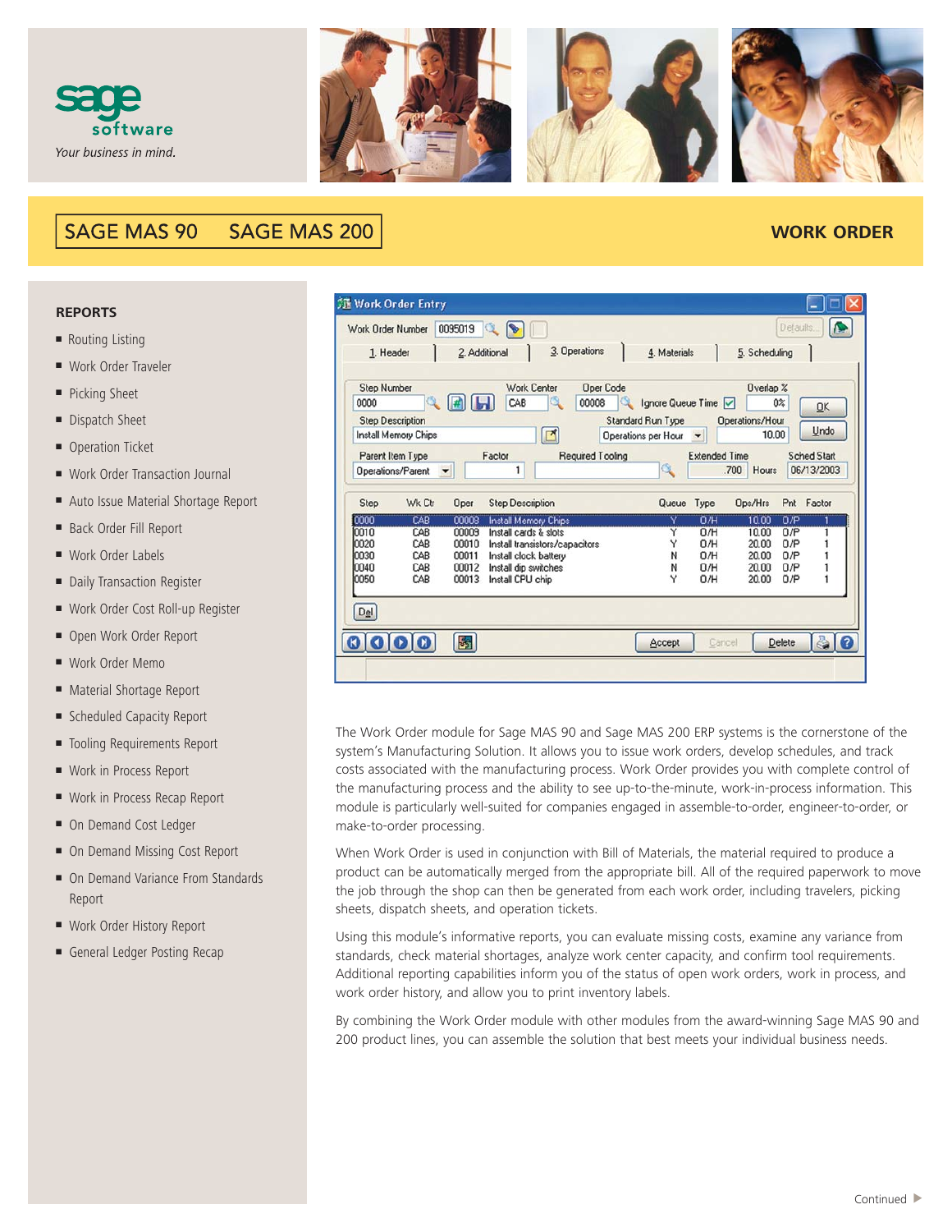sage software

*Your business in mind.*

# SAGE MAS 90 SAGE MAS 200

## WORK ORDER

### REPORTS

- Routing Listing
- Work Order Traveler
- Picking Sheet
- Dispatch Sheet
- Operation Ticket
- Work Order Transaction Journal
- Auto Issue Material Shortage Report
- Back Order Fill Report
- Work Order Labels
- Daily Transaction Register
- Work Order Cost Roll-up Register
- Open Work Order Report
- Work Order Memo
- Material Shortage Report
- Scheduled Capacity Report
- Tooling Requirements Report
- Work in Process Report
- Work in Process Recap Report
- On Demand Cost Ledger
- On Demand Missing Cost Report
- On Demand Variance From Standards Report
- Work Order History Report
- General Ledger Posting Recap

The Work Order module for Sage MAS 90 and Sage MAS 200 ERP systems is the cornerstone of the system's Manufacturing Solution. It allows you to issue work orders, develop schedules, and track costs associated with the manufacturing process. Work Order provides you with complete control of the manufacturing process and the ability to see up-to-the-minute, work-in-process information. This module is particularly well-suited for companies engaged in assemble-to-order, engineer-to-order, or make-to-order processing.

When Work Order is used in conjunction with Bill of Materials, the material required to produce a product can be automatically merged from the appropriate bill. All of the required paperwork to move the job through the shop can then be generated from each work order, including travelers, picking sheets, dispatch sheets, and operation tickets.

Using this module's informative reports, you can evaluate missing costs, examine any variance from standards, check material shortages, analyze work center capacity, and confirm tool requirements. Additional reporting capabilities inform you of the status of open work orders, work in process, and work order history, and allow you to print inventory labels.

By combining the Work Order module with other modules from the award-winning Sage MAS 90 and 200 product lines, you can assemble the solution that best meets your individual business needs.

Continued ▶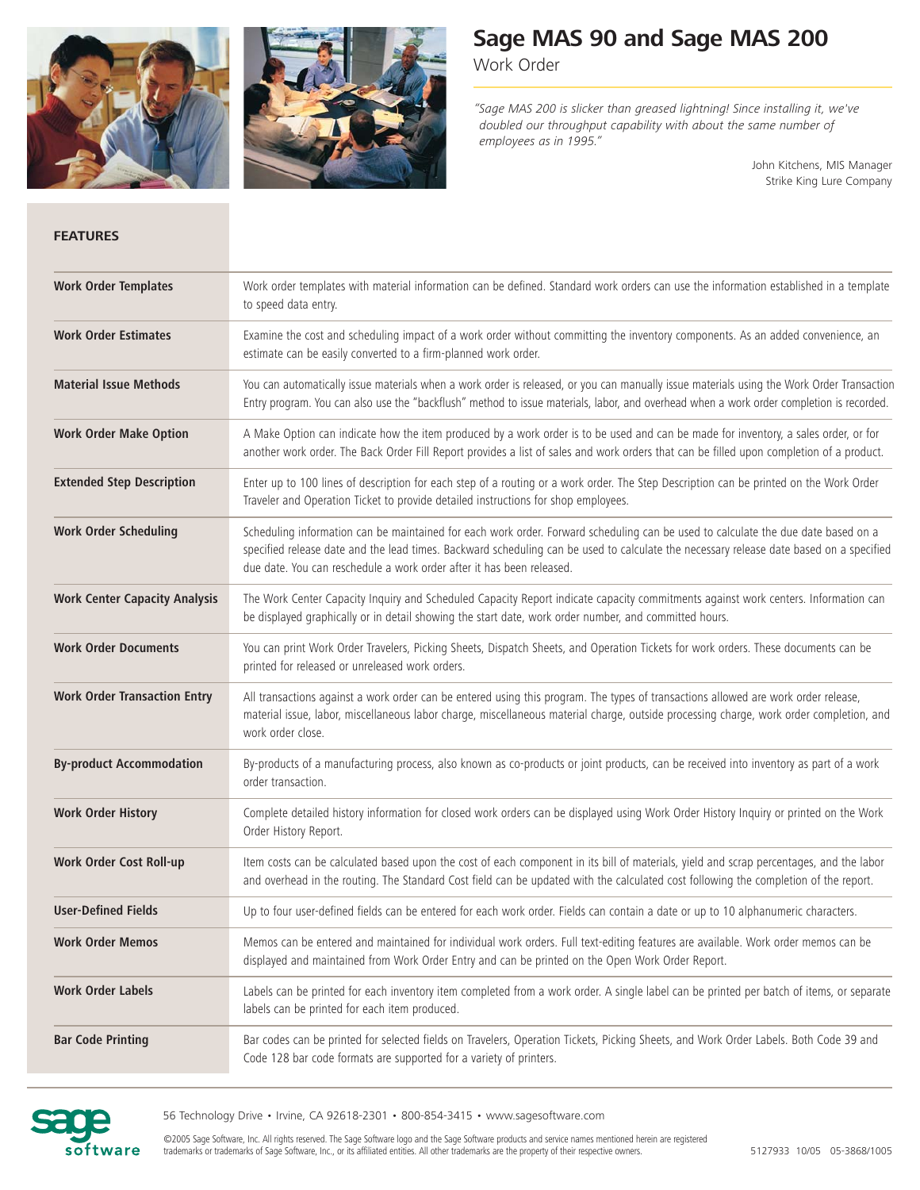# Sage MAS 90 and Sage MAS 200

Work Order

*"Sage MAS 200 is slicker than greased lightning! Since installing it, we've doubled our throughput capability with about the same number of employees as in 1995."*

John Kitchens, MIS Manager
Strike King Lure Company

## FEATURES

| | |
|---|---|
| **Work Order Templates** | Work order templates with material information can be defined. Standard work orders can use the information established in a template to speed data entry. |
| **Work Order Estimates** | Examine the cost and scheduling impact of a work order without committing the inventory components. As an added convenience, an estimate can be easily converted to a firm-planned work order. |
| **Material Issue Methods** | You can automatically issue materials when a work order is released, or you can manually issue materials using the Work Order Transaction Entry program. You can also use the "backflush" method to issue materials, labor, and overhead when a work order completion is recorded. |
| **Work Order Make Option** | A Make Option can indicate how the item produced by a work order is to be used and can be made for inventory, a sales order, or for another work order. The Back Order Fill Report provides a list of sales and work orders that can be filled upon completion of a product. |
| **Extended Step Description** | Enter up to 100 lines of description for each step of a routing or a work order. The Step Description can be printed on the Work Order Traveler and Operation Ticket to provide detailed instructions for shop employees. |
| **Work Order Scheduling** | Scheduling information can be maintained for each work order. Forward scheduling can be used to calculate the due date based on a specified release date and the lead times. Backward scheduling can be used to calculate the necessary release date based on a specified due date. You can reschedule a work order after it has been released. |
| **Work Center Capacity Analysis** | The Work Center Capacity Inquiry and Scheduled Capacity Report indicate capacity commitments against work centers. Information can be displayed graphically or in detail showing the start date, work order number, and committed hours. |
| **Work Order Documents** | You can print Work Order Travelers, Picking Sheets, Dispatch Sheets, and Operation Tickets for work orders. These documents can be printed for released or unreleased work orders. |
| **Work Order Transaction Entry** | All transactions against a work order can be entered using this program. The types of transactions allowed are work order release, material issue, labor, miscellaneous labor charge, miscellaneous material charge, outside processing charge, work order completion, and work order close. |
| **By-product Accommodation** | By-products of a manufacturing process, also known as co-products or joint products, can be received into inventory as part of a work order transaction. |
| **Work Order History** | Complete detailed history information for closed work orders can be displayed using Work Order History Inquiry or printed on the Work Order History Report. |
| **Work Order Cost Roll-up** | Item costs can be calculated based upon the cost of each component in its bill of materials, yield and scrap percentages, and the labor and overhead in the routing. The Standard Cost field can be updated with the calculated cost following the completion of the report. |
| **User-Defined Fields** | Up to four user-defined fields can be entered for each work order. Fields can contain a date or up to 10 alphanumeric characters. |
| **Work Order Memos** | Memos can be entered and maintained for individual work orders. Full text-editing features are available. Work order memos can be displayed and maintained from Work Order Entry and can be printed on the Open Work Order Report. |
| **Work Order Labels** | Labels can be printed for each inventory item completed from a work order. A single label can be printed per batch of items, or separate labels can be printed for each item produced. |
| **Bar Code Printing** | Bar codes can be printed for selected fields on Travelers, Operation Tickets, Picking Sheets, and Work Order Labels. Both Code 39 and Code 128 bar code formats are supported for a variety of printers. |

sage software

56 Technology Drive • Irvine, CA 92618-2301 • 800-854-3415 • www.sagesoftware.com

©2005 Sage Software, Inc. All rights reserved. The Sage Software logo and the Sage Software products and service names mentioned herein are registered trademarks or trademarks of Sage Software, Inc., or its affiliated entities. All other trademarks are the property of their respective owners.

5127933 10/05 05-3868/1005